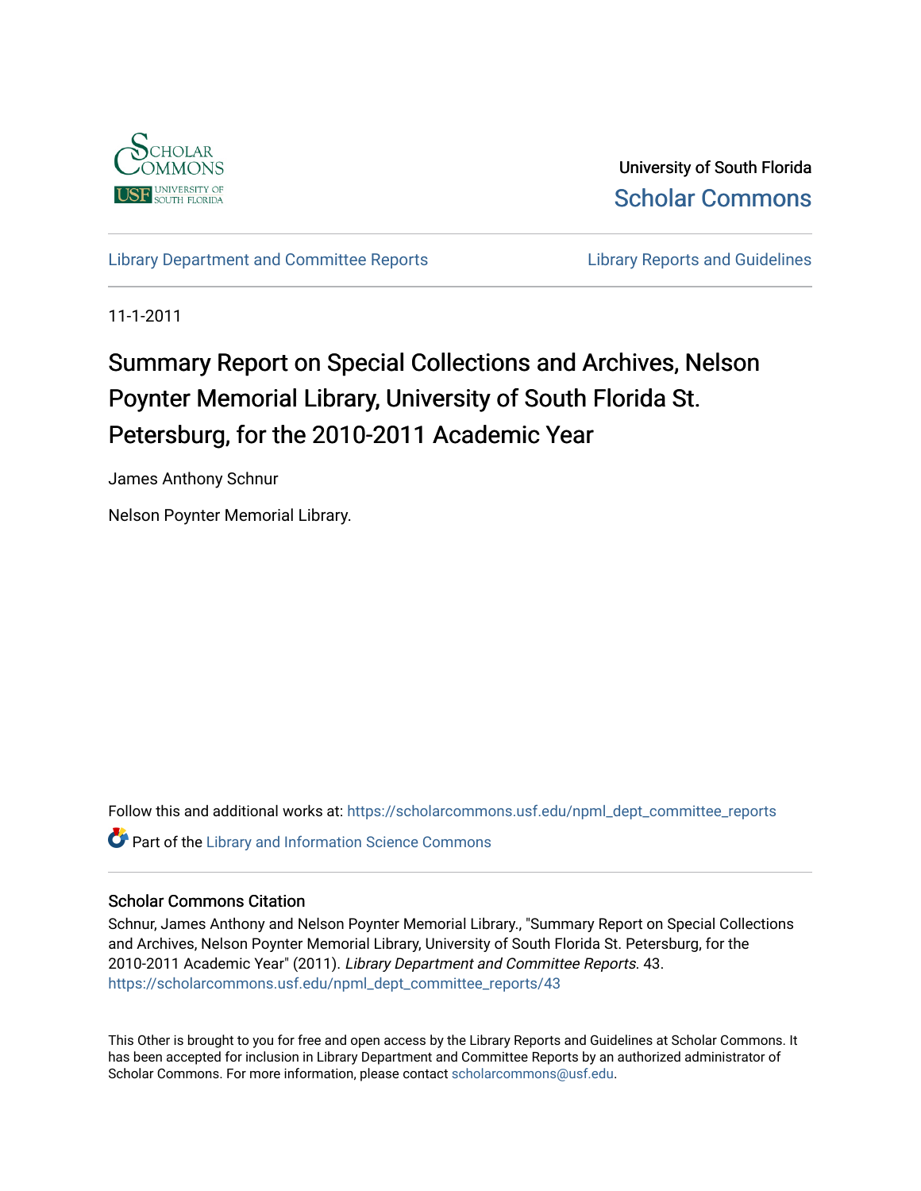University of South Florida

Scholar Commons

Library Department and Committee Reports

Library Reports and Guidelines

11-1-2011

# Summary Report on Special Collections and Archives, Nelson Poynter Memorial Library, University of South Florida St. Petersburg, for the 2010-2011 Academic Year

James Anthony Schnur

Nelson Poynter Memorial Library.

Follow this and additional works at: https://scholarcommons.usf.edu/npml_dept_committee_reports

Part of the Library and Information Science Commons

## Scholar Commons Citation

Schnur, James Anthony and Nelson Poynter Memorial Library., "Summary Report on Special Collections and Archives, Nelson Poynter Memorial Library, University of South Florida St. Petersburg, for the 2010-2011 Academic Year" (2011). *Library Department and Committee Reports*. 43.
https://scholarcommons.usf.edu/npml_dept_committee_reports/43

This Other is brought to you for free and open access by the Library Reports and Guidelines at Scholar Commons. It has been accepted for inclusion in Library Department and Committee Reports by an authorized administrator of Scholar Commons. For more information, please contact scholarcommons@usf.edu.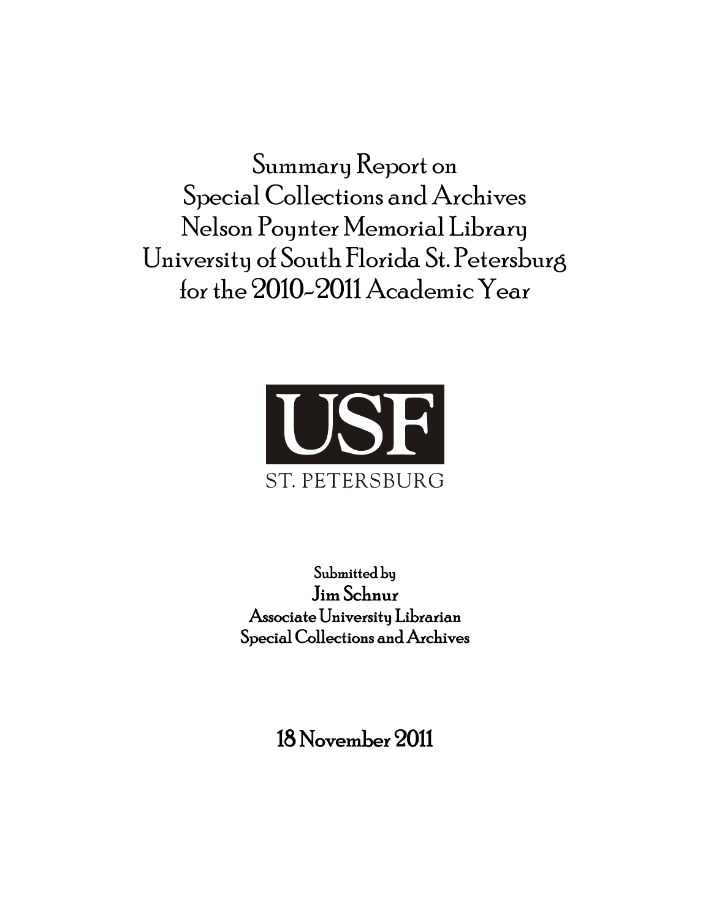# Summary Report on Special Collections and Archives Nelson Poynter Memorial Library University of South Florida St. Petersburg for the 2010-2011 Academic Year

USF

ST. PETERSBURG

Submitted by

**Jim Schnur**

Associate University Librarian

Special Collections and Archives

**18 November 2011**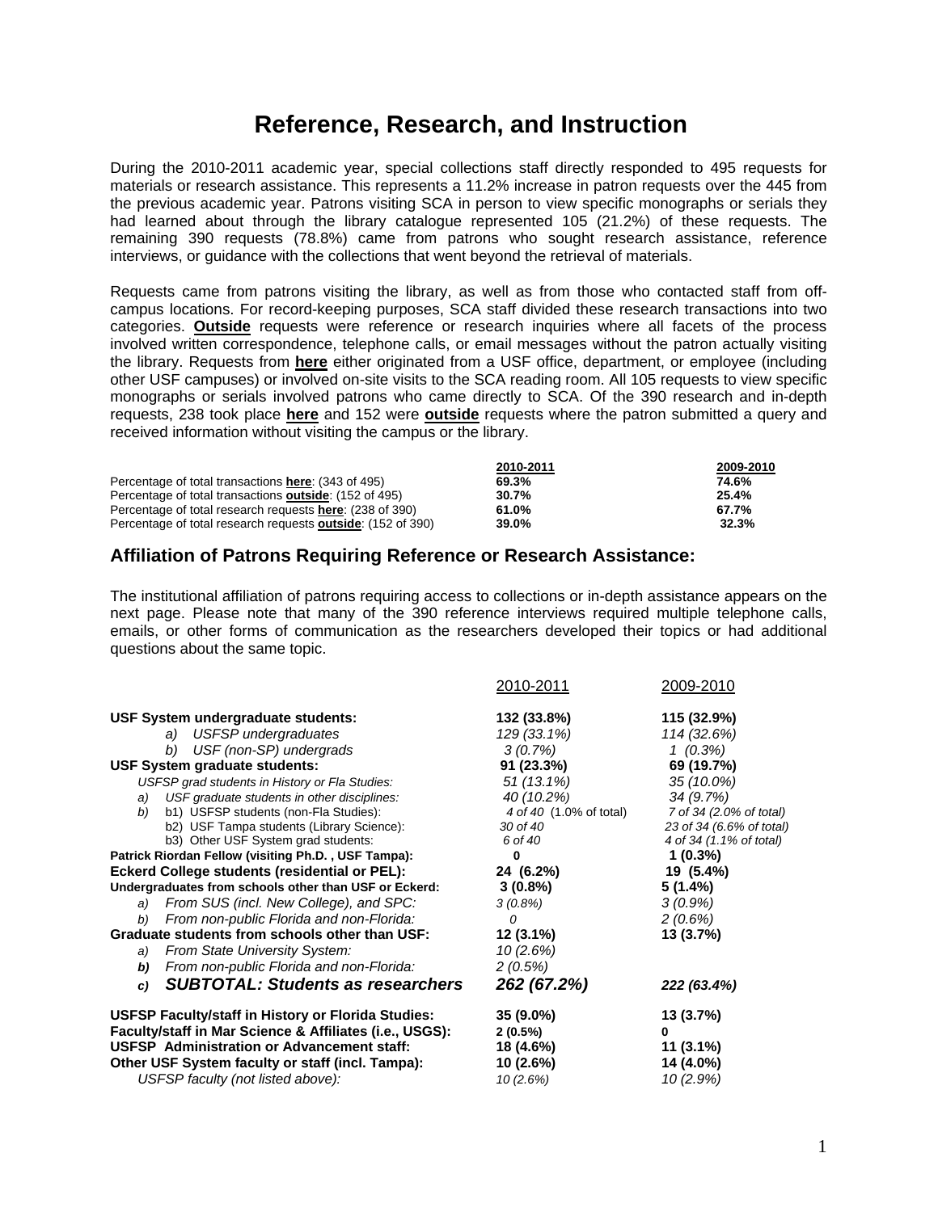# Reference, Research, and Instruction

During the 2010-2011 academic year, special collections staff directly responded to 495 requests for materials or research assistance. This represents a 11.2% increase in patron requests over the 445 from the previous academic year. Patrons visiting SCA in person to view specific monographs or serials they had learned about through the library catalogue represented 105 (21.2%) of these requests. The remaining 390 requests (78.8%) came from patrons who sought research assistance, reference interviews, or guidance with the collections that went beyond the retrieval of materials.

Requests came from patrons visiting the library, as well as from those who contacted staff from off-campus locations. For record-keeping purposes, SCA staff divided these research transactions into two categories. **Outside** requests were reference or research inquiries where all facets of the process involved written correspondence, telephone calls, or email messages without the patron actually visiting the library. Requests from **here** either originated from a USF office, department, or employee (including other USF campuses) or involved on-site visits to the SCA reading room. All 105 requests to view specific monographs or serials involved patrons who came directly to SCA. Of the 390 research and in-depth requests, 238 took place **here** and 152 were **outside** requests where the patron submitted a query and received information without visiting the campus or the library.

| | 2010-2011 | 2009-2010 |
|---|---|---|
| Percentage of total transactions **here**: (343 of 495) | **69.3%** | **74.6%** |
| Percentage of total transactions **outside**: (152 of 495) | **30.7%** | **25.4%** |
| Percentage of total research requests **here**: (238 of 390) | **61.0%** | **67.7%** |
| Percentage of total research requests **outside**: (152 of 390) | **39.0%** | **32.3%** |

## Affiliation of Patrons Requiring Reference or Research Assistance:

The institutional affiliation of patrons requiring access to collections or in-depth assistance appears on the next page. Please note that many of the 390 reference interviews required multiple telephone calls, emails, or other forms of communication as the researchers developed their topics or had additional questions about the same topic.

| | 2010-2011 | 2009-2010 |
|---|---|---|
| **USF System undergraduate students:** | **132 (33.8%)** | **115 (32.9%)** |
| *a) USFSP undergraduates* | *129 (33.1%)* | *114 (32.6%)* |
| *b) USF (non-SP) undergrads* | *3 (0.7%)* | *1 (0.3%)* |
| **USF System graduate students:** | **91 (23.3%)** | **69 (19.7%)** |
| *USFSP grad students in History or Fla Studies:* | *51 (13.1%)* | *35 (10.0%)* |
| *a) USF graduate students in other disciplines:* | *40 (10.2%)* | *34 (9.7%)* |
| *b)* b1) USFSP students (non-Fla Studies): | *4 of 40* (1.0% of total) | *7 of 34 (2.0% of total)* |
| b2) USF Tampa students (Library Science): | *30 of 40* | *23 of 34 (6.6% of total)* |
| b3) Other USF System grad students: | *6 of 40* | *4 of 34 (1.1% of total)* |
| **Patrick Riordan Fellow (visiting Ph.D. , USF Tampa):** | **0** | **1 (0.3%)** |
| **Eckerd College students (residential or PEL):** | **24 (6.2%)** | **19 (5.4%)** |
| **Undergraduates from schools other than USF or Eckerd:** | **3 (0.8%)** | **5 (1.4%)** |
| *a) From SUS (incl. New College), and SPC:* | *3 (0.8%)* | *3 (0.9%)* |
| *b) From non-public Florida and non-Florida:* | *0* | *2 (0.6%)* |
| **Graduate students from schools other than USF:** | **12 (3.1%)** | **13 (3.7%)** |
| *a) From State University System:* | *10 (2.6%)* | |
| ***b)*** *From non-public Florida and non-Florida:* | *2 (0.5%)* | |
| ***c) SUBTOTAL: Students as researchers*** | ***262 (67.2%)*** | ***222 (63.4%)*** |
| **USFSP Faculty/staff in History or Florida Studies:** | **35 (9.0%)** | **13 (3.7%)** |
| **Faculty/staff in Mar Science & Affiliates (i.e., USGS):** | **2 (0.5%)** | **0** |
| **USFSP Administration or Advancement staff:** | **18 (4.6%)** | **11 (3.1%)** |
| **Other USF System faculty or staff (incl. Tampa):** | **10 (2.6%)** | **14 (4.0%)** |
| *USFSP faculty (not listed above):* | *10 (2.6%)* | *10 (2.9%)* |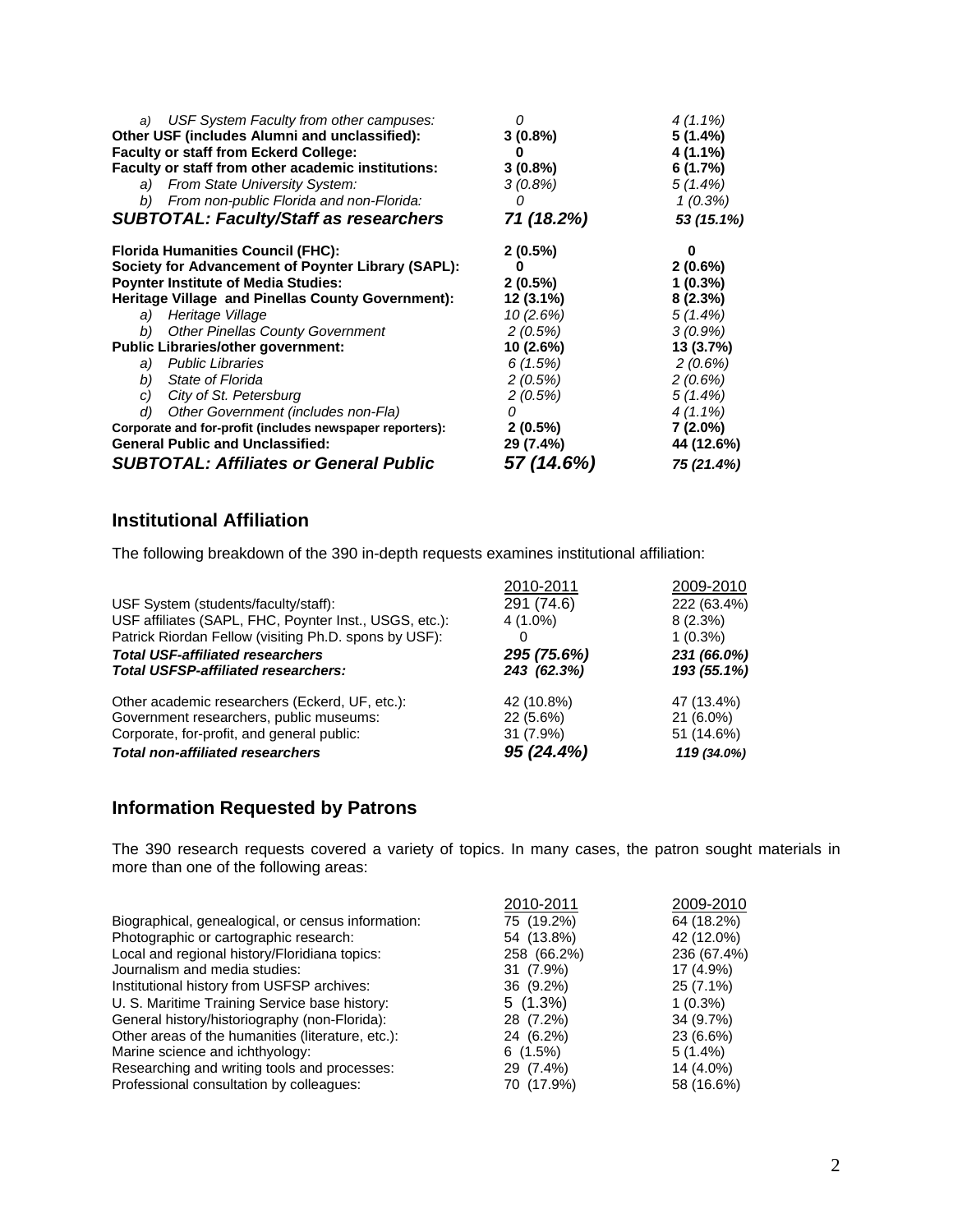| | | |
|---|---|---|
| *a) USF System Faculty from other campuses:* | *0* | *4 (1.1%)* |
| **Other USF (includes Alumni and unclassified):** | **3 (0.8%)** | **5 (1.4%)** |
| **Faculty or staff from Eckerd College:** | **0** | **4 (1.1%)** |
| **Faculty or staff from other academic institutions:** | **3 (0.8%)** | **6 (1.7%)** |
| *a) From State University System:* | *3 (0.8%)* | *5 (1.4%)* |
| *b) From non-public Florida and non-Florida:* | *0* | *1 (0.3%)* |
| ***SUBTOTAL: Faculty/Staff as researchers*** | ***71 (18.2%)*** | ***53 (15.1%)*** |
| **Florida Humanities Council (FHC):** | **2 (0.5%)** | **0** |
| **Society for Advancement of Poynter Library (SAPL):** | **0** | **2 (0.6%)** |
| **Poynter Institute of Media Studies:** | **2 (0.5%)** | **1 (0.3%)** |
| **Heritage Village and Pinellas County Government):** | **12 (3.1%)** | **8 (2.3%)** |
| *a) Heritage Village* | *10 (2.6%)* | *5 (1.4%)* |
| *b) Other Pinellas County Government* | *2 (0.5%)* | *3 (0.9%)* |
| **Public Libraries/other government:** | **10 (2.6%)** | **13 (3.7%)** |
| *a) Public Libraries* | *6 (1.5%)* | *2 (0.6%)* |
| *b) State of Florida* | *2 (0.5%)* | *2 (0.6%)* |
| *c) City of St. Petersburg* | *2 (0.5%)* | *5 (1.4%)* |
| *d) Other Government (includes non-Fla)* | *0* | *4 (1.1%)* |
| **Corporate and for-profit (includes newspaper reporters):** | **2 (0.5%)** | **7 (2.0%)** |
| **General Public and Unclassified:** | **29 (7.4%)** | **44 (12.6%)** |
| ***SUBTOTAL: Affiliates or General Public*** | ***57 (14.6%)*** | ***75 (21.4%)*** |

## Institutional Affiliation

The following breakdown of the 390 in-depth requests examines institutional affiliation:

| | 2010-2011 | 2009-2010 |
|---|---|---|
| USF System (students/faculty/staff): | 291 (74.6) | 222 (63.4%) |
| USF affiliates (SAPL, FHC, Poynter Inst., USGS, etc.): | 4 (1.0%) | 8 (2.3%) |
| Patrick Riordan Fellow (visiting Ph.D. spons by USF): | 0 | 1 (0.3%) |
| ***Total USF-affiliated researchers*** | ***295 (75.6%)*** | ***231 (66.0%)*** |
| ***Total USFSP-affiliated researchers:*** | ***243 (62.3%)*** | ***193 (55.1%)*** |
| Other academic researchers (Eckerd, UF, etc.): | 42 (10.8%) | 47 (13.4%) |
| Government researchers, public museums: | 22 (5.6%) | 21 (6.0%) |
| Corporate, for-profit, and general public: | 31 (7.9%) | 51 (14.6%) |
| ***Total non-affiliated researchers*** | ***95 (24.4%)*** | ***119 (34.0%)*** |

## Information Requested by Patrons

The 390 research requests covered a variety of topics. In many cases, the patron sought materials in more than one of the following areas:

| | 2010-2011 | 2009-2010 |
|---|---|---|
| Biographical, genealogical, or census information: | 75 (19.2%) | 64 (18.2%) |
| Photographic or cartographic research: | 54 (13.8%) | 42 (12.0%) |
| Local and regional history/Floridiana topics: | 258 (66.2%) | 236 (67.4%) |
| Journalism and media studies: | 31 (7.9%) | 17 (4.9%) |
| Institutional history from USFSP archives: | 36 (9.2%) | 25 (7.1%) |
| U. S. Maritime Training Service base history: | 5 (1.3%) | 1 (0.3%) |
| General history/historiography (non-Florida): | 28 (7.2%) | 34 (9.7%) |
| Other areas of the humanities (literature, etc.): | 24 (6.2%) | 23 (6.6%) |
| Marine science and ichthyology: | 6 (1.5%) | 5 (1.4%) |
| Researching and writing tools and processes: | 29 (7.4%) | 14 (4.0%) |
| Professional consultation by colleagues: | 70 (17.9%) | 58 (16.6%) |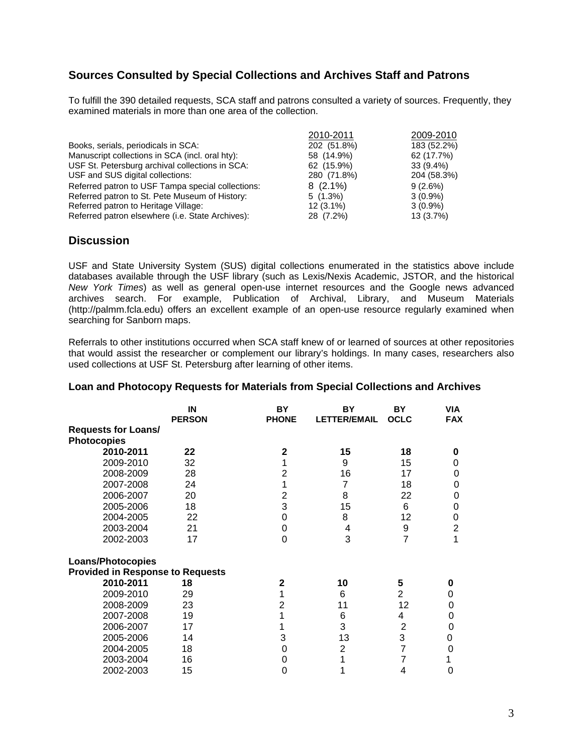## Sources Consulted by Special Collections and Archives Staff and Patrons

To fulfill the 390 detailed requests, SCA staff and patrons consulted a variety of sources. Frequently, they examined materials in more than one area of the collection.

| | 2010-2011 | 2009-2010 |
|---|---|---|
| Books, serials, periodicals in SCA: | 202 (51.8%) | 183 (52.2%) |
| Manuscript collections in SCA (incl. oral hty): | 58 (14.9%) | 62 (17.7%) |
| USF St. Petersburg archival collections in SCA: | 62 (15.9%) | 33 (9.4%) |
| USF and SUS digital collections: | 280 (71.8%) | 204 (58.3%) |
| Referred patron to USF Tampa special collections: | 8 (2.1%) | 9 (2.6%) |
| Referred patron to St. Pete Museum of History: | 5 (1.3%) | 3 (0.9%) |
| Referred patron to Heritage Village: | 12 (3.1%) | 3 (0.9%) |
| Referred patron elsewhere (i.e. State Archives): | 28 (7.2%) | 13 (3.7%) |

## Discussion

USF and State University System (SUS) digital collections enumerated in the statistics above include databases available through the USF library (such as Lexis/Nexis Academic, JSTOR, and the historical *New York Times*) as well as general open-use internet resources and the Google news advanced archives search. For example, Publication of Archival, Library, and Museum Materials (http://palmm.fcla.edu) offers an excellent example of an open-use resource regularly examined when searching for Sanborn maps.

Referrals to other institutions occurred when SCA staff knew of or learned of sources at other repositories that would assist the researcher or complement our library's holdings. In many cases, researchers also used collections at USF St. Petersburg after learning of other items.

### Loan and Photocopy Requests for Materials from Special Collections and Archives

| | IN PERSON | BY PHONE | BY LETTER/EMAIL | BY OCLC | VIA FAX |
|---|---|---|---|---|---|
| **Requests for Loans/ Photocopies** | | | | | |
| **2010-2011** | **22** | **2** | **15** | **18** | **0** |
| 2009-2010 | 32 | 1 | 9 | 15 | 0 |
| 2008-2009 | 28 | 2 | 16 | 17 | 0 |
| 2007-2008 | 24 | 1 | 7 | 18 | 0 |
| 2006-2007 | 20 | 2 | 8 | 22 | 0 |
| 2005-2006 | 18 | 3 | 15 | 6 | 0 |
| 2004-2005 | 22 | 0 | 8 | 12 | 0 |
| 2003-2004 | 21 | 0 | 4 | 9 | 2 |
| 2002-2003 | 17 | 0 | 3 | 7 | 1 |
| **Loans/Photocopies Provided in Response to Requests** | | | | | |
| **2010-2011** | **18** | **2** | **10** | **5** | **0** |
| 2009-2010 | 29 | 1 | 6 | 2 | 0 |
| 2008-2009 | 23 | 2 | 11 | 12 | 0 |
| 2007-2008 | 19 | 1 | 6 | 4 | 0 |
| 2006-2007 | 17 | 1 | 3 | 2 | 0 |
| 2005-2006 | 14 | 3 | 13 | 3 | 0 |
| 2004-2005 | 18 | 0 | 2 | 7 | 0 |
| 2003-2004 | 16 | 0 | 1 | 7 | 1 |
| 2002-2003 | 15 | 0 | 1 | 4 | 0 |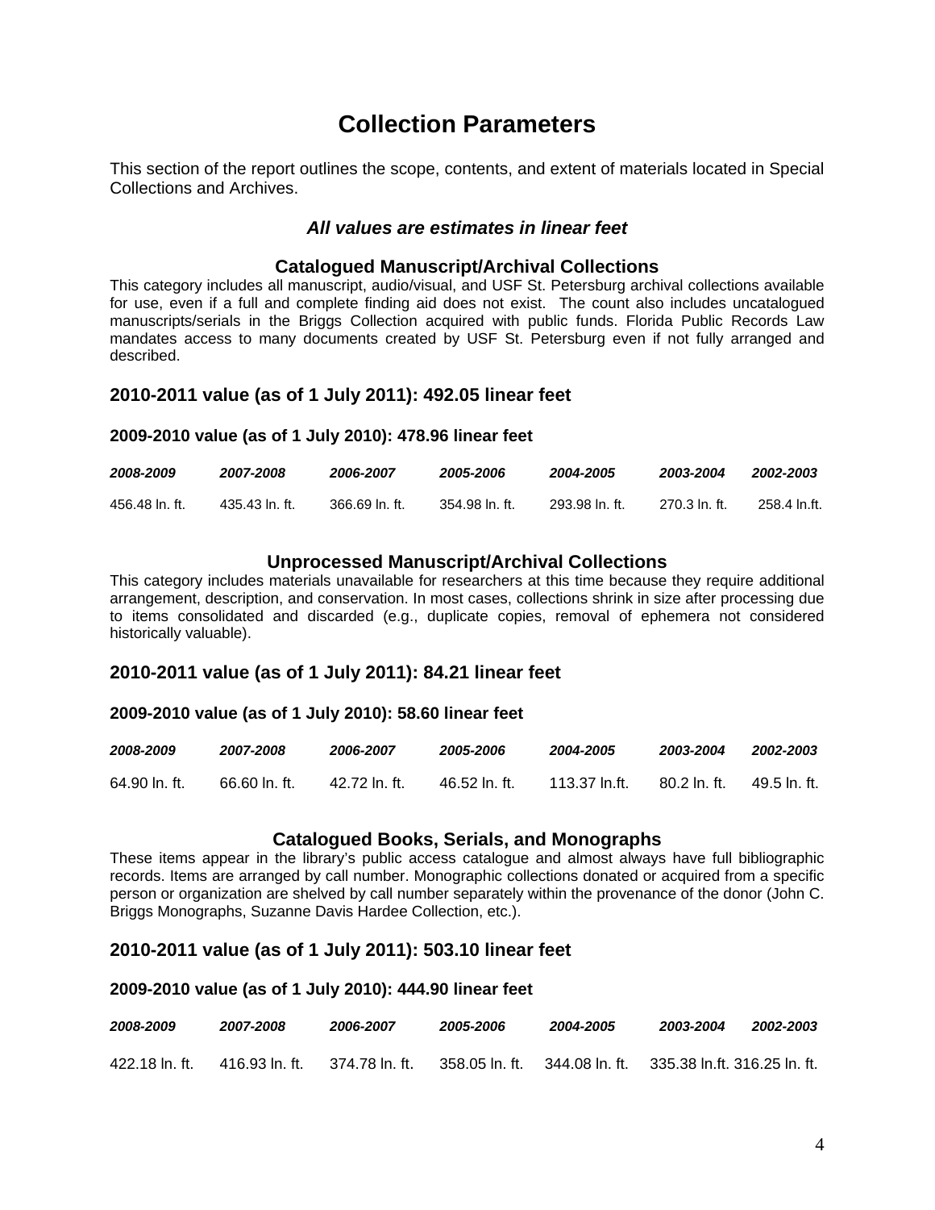# Collection Parameters

This section of the report outlines the scope, contents, and extent of materials located in Special Collections and Archives.

### *All values are estimates in linear feet*

### Catalogued Manuscript/Archival Collections

This category includes all manuscript, audio/visual, and USF St. Petersburg archival collections available for use, even if a full and complete finding aid does not exist. The count also includes uncatalogued manuscripts/serials in the Briggs Collection acquired with public funds. Florida Public Records Law mandates access to many documents created by USF St. Petersburg even if not fully arranged and described.

## 2010-2011 value (as of 1 July 2011): 492.05 linear feet

#### 2009-2010 value (as of 1 July 2010): 478.96 linear feet

| *2008-2009* | *2007-2008* | *2006-2007* | *2005-2006* | *2004-2005* | *2003-2004* | *2002-2003* |
|---|---|---|---|---|---|---|
| 456.48 ln. ft. | 435.43 ln. ft. | 366.69 ln. ft. | 354.98 ln. ft. | 293.98 ln. ft. | 270.3 ln. ft. | 258.4 ln.ft. |

### Unprocessed Manuscript/Archival Collections

This category includes materials unavailable for researchers at this time because they require additional arrangement, description, and conservation. In most cases, collections shrink in size after processing due to items consolidated and discarded (e.g., duplicate copies, removal of ephemera not considered historically valuable).

## 2010-2011 value (as of 1 July 2011): 84.21 linear feet

#### 2009-2010 value (as of 1 July 2010): 58.60 linear feet

| *2008-2009* | *2007-2008* | *2006-2007* | *2005-2006* | *2004-2005* | *2003-2004* | *2002-2003* |
|---|---|---|---|---|---|---|
| 64.90 ln. ft. | 66.60 ln. ft. | 42.72 ln. ft. | 46.52 ln. ft. | 113.37 ln.ft. | 80.2 ln. ft. | 49.5 ln. ft. |

### Catalogued Books, Serials, and Monographs

These items appear in the library's public access catalogue and almost always have full bibliographic records. Items are arranged by call number. Monographic collections donated or acquired from a specific person or organization are shelved by call number separately within the provenance of the donor (John C. Briggs Monographs, Suzanne Davis Hardee Collection, etc.).

## 2010-2011 value (as of 1 July 2011): 503.10 linear feet

#### 2009-2010 value (as of 1 July 2010): 444.90 linear feet

| *2008-2009* | *2007-2008* | *2006-2007* | *2005-2006* | *2004-2005* | *2003-2004* | *2002-2003* |
|---|---|---|---|---|---|---|
| 422.18 ln. ft. | 416.93 ln. ft. | 374.78 ln. ft. | 358.05 ln. ft. | 344.08 ln. ft. | 335.38 ln.ft. | 316.25 ln. ft. |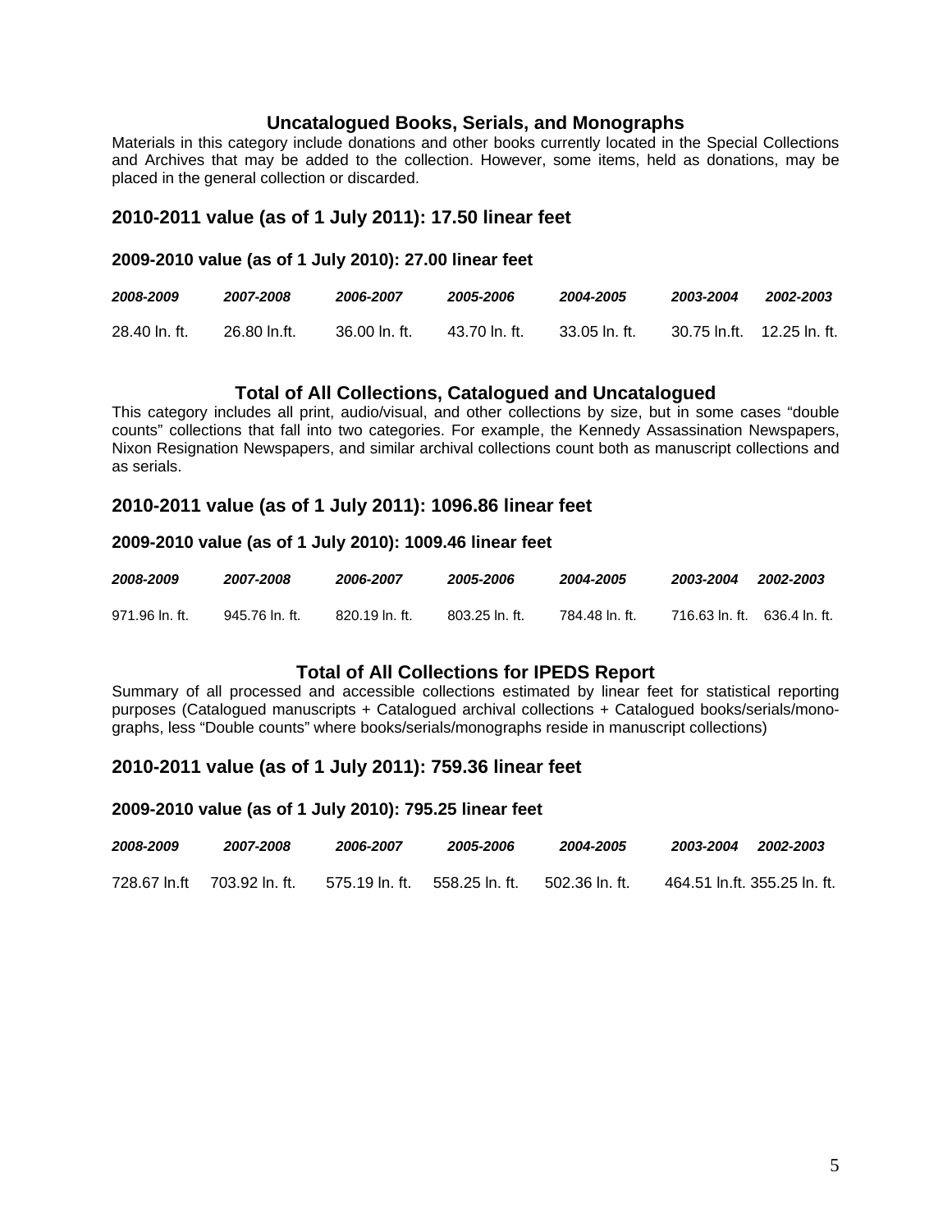## Uncatalogued Books, Serials, and Monographs

Materials in this category include donations and other books currently located in the Special Collections and Archives that may be added to the collection. However, some items, held as donations, may be placed in the general collection or discarded.

### 2010-2011 value (as of 1 July 2011): 17.50 linear feet

#### 2009-2010 value (as of 1 July 2010): 27.00 linear feet

| *2008-2009* | *2007-2008* | *2006-2007* | *2005-2006* | *2004-2005* | *2003-2004* | *2002-2003* |
|---|---|---|---|---|---|---|
| 28.40 ln. ft. | 26.80 ln.ft. | 36.00 ln. ft. | 43.70 ln. ft. | 33.05 ln. ft. | 30.75 ln.ft. | 12.25 ln. ft. |

## Total of All Collections, Catalogued and Uncatalogued

This category includes all print, audio/visual, and other collections by size, but in some cases "double counts" collections that fall into two categories. For example, the Kennedy Assassination Newspapers, Nixon Resignation Newspapers, and similar archival collections count both as manuscript collections and as serials.

### 2010-2011 value (as of 1 July 2011): 1096.86 linear feet

#### 2009-2010 value (as of 1 July 2010): 1009.46 linear feet

| *2008-2009* | *2007-2008* | *2006-2007* | *2005-2006* | *2004-2005* | *2003-2004* | *2002-2003* |
|---|---|---|---|---|---|---|
| 971.96 ln. ft. | 945.76 ln. ft. | 820.19 ln. ft. | 803.25 ln. ft. | 784.48 ln. ft. | 716.63 ln. ft. | 636.4 ln. ft. |

## Total of All Collections for IPEDS Report

Summary of all processed and accessible collections estimated by linear feet for statistical reporting purposes (Catalogued manuscripts + Catalogued archival collections + Catalogued books/serials/monographs, less "Double counts" where books/serials/monographs reside in manuscript collections)

### 2010-2011 value (as of 1 July 2011): 759.36 linear feet

#### 2009-2010 value (as of 1 July 2010): 795.25 linear feet

| *2008-2009* | *2007-2008* | *2006-2007* | *2005-2006* | *2004-2005* | *2003-2004* | *2002-2003* |
|---|---|---|---|---|---|---|
| 728.67 ln.ft | 703.92 ln. ft. | 575.19 ln. ft. | 558.25 ln. ft. | 502.36 ln. ft. | 464.51 ln.ft. | 355.25 ln. ft. |